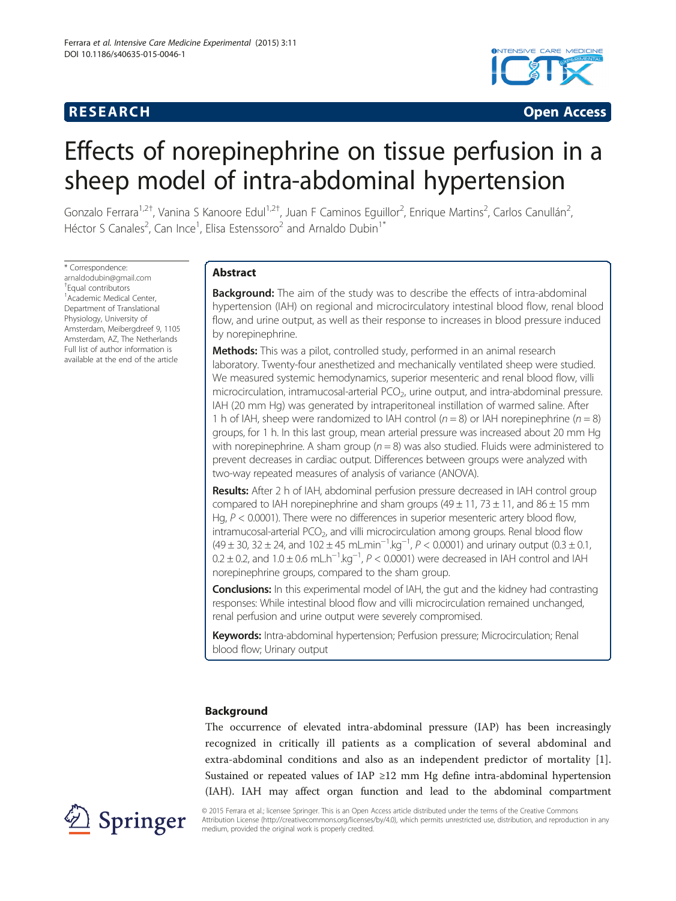RESEARCH Open Access

# Effects of norepinephrine on tissue perfusion in a sheep model of intra-abdominal hypertension

Gonzalo Ferrara[1,2†], Vanina S Kanoore Edul[1,2†], Juan F Caminos Eguillor[2], Enrique Martins[2], Carlos Canullán[2], Héctor S Canales[2], Can Ince[1], Elisa Estenssoro[2] and Arnaldo Dubin[1*]

* Correspondence: arnaldodubin@gmail.com
† Equal contributors
[1] Academic Medical Center, Department of Translational Physiology, University of Amsterdam, Meibergdreef 9, 1105 Amsterdam, AZ, The Netherlands
Full list of author information is available at the end of the article

## Abstract

**Background:** The aim of the study was to describe the effects of intra-abdominal hypertension (IAH) on regional and microcirculatory intestinal blood flow, renal blood flow, and urine output, as well as their response to increases in blood pressure induced by norepinephrine.

**Methods:** This was a pilot, controlled study, performed in an animal research laboratory. Twenty-four anesthetized and mechanically ventilated sheep were studied. We measured systemic hemodynamics, superior mesenteric and renal blood flow, villi microcirculation, intramucosal-arterial $PCO_2$, urine output, and intra-abdominal pressure. IAH (20 mm Hg) was generated by intraperitoneal instillation of warmed saline. After 1 h of IAH, sheep were randomized to IAH control ($n = 8$) or IAH norepinephrine ($n = 8$) groups, for 1 h. In this last group, mean arterial pressure was increased about 20 mm Hg with norepinephrine. A sham group ($n = 8$) was also studied. Fluids were administered to prevent decreases in cardiac output. Differences between groups were analyzed with two-way repeated measures of analysis of variance (ANOVA).

**Results:** After 2 h of IAH, abdominal perfusion pressure decreased in IAH control group compared to IAH norepinephrine and sham groups (49 ± 11, 73 ± 11, and 86 ± 15 mm Hg, $P < 0.0001$). There were no differences in superior mesenteric artery blood flow, intramucosal-arterial $PCO_2$, and villi microcirculation among groups. Renal blood flow (49 ± 30, 32 ± 24, and 102 ± 45 $mL.min^{-1}.kg^{-1}$, $P < 0.0001$) and urinary output (0.3 ± 0.1, 0.2 ± 0.2, and 1.0 ± 0.6 $mL.h^{-1}.kg^{-1}$, $P < 0.0001$) were decreased in IAH control and IAH norepinephrine groups, compared to the sham group.

**Conclusions:** In this experimental model of IAH, the gut and the kidney had contrasting responses: While intestinal blood flow and villi microcirculation remained unchanged, renal perfusion and urine output were severely compromised.

**Keywords:** Intra-abdominal hypertension; Perfusion pressure; Microcirculation; Renal blood flow; Urinary output

## Background

The occurrence of elevated intra-abdominal pressure (IAP) has been increasingly recognized in critically ill patients as a complication of several abdominal and extra-abdominal conditions and also as an independent predictor of mortality [1]. Sustained or repeated values of IAP ≥12 mm Hg define intra-abdominal hypertension (IAH). IAH may affect organ function and lead to the abdominal compartment

© 2015 Ferrara et al.; licensee Springer. This is an Open Access article distributed under the terms of the Creative Commons Attribution License (http://creativecommons.org/licenses/by/4.0), which permits unrestricted use, distribution, and reproduction in any medium, provided the original work is properly credited.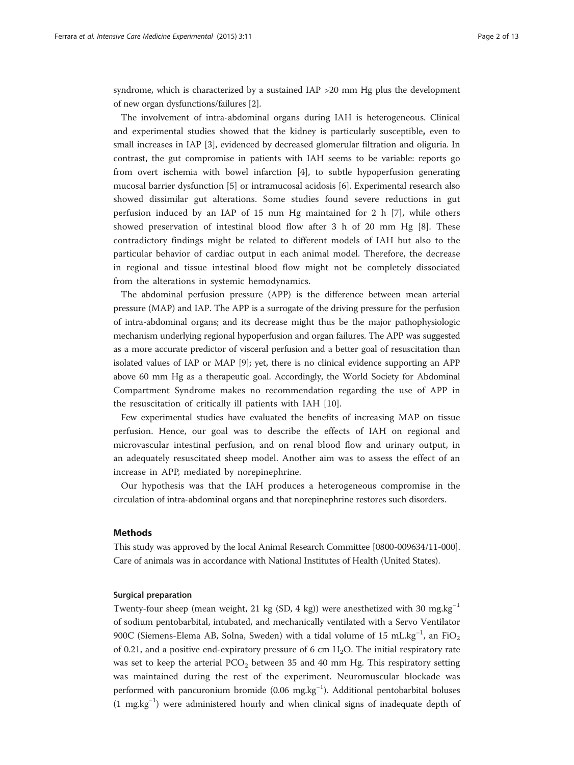syndrome, which is characterized by a sustained IAP >20 mm Hg plus the development of new organ dysfunctions/failures [2].

The involvement of intra-abdominal organs during IAH is heterogeneous. Clinical and experimental studies showed that the kidney is particularly susceptible**,** even to small increases in IAP [3], evidenced by decreased glomerular filtration and oliguria. In contrast, the gut compromise in patients with IAH seems to be variable: reports go from overt ischemia with bowel infarction [4], to subtle hypoperfusion generating mucosal barrier dysfunction [5] or intramucosal acidosis [6]. Experimental research also showed dissimilar gut alterations. Some studies found severe reductions in gut perfusion induced by an IAP of 15 mm Hg maintained for 2 h [7], while others showed preservation of intestinal blood flow after 3 h of 20 mm Hg [8]. These contradictory findings might be related to different models of IAH but also to the particular behavior of cardiac output in each animal model. Therefore, the decrease in regional and tissue intestinal blood flow might not be completely dissociated from the alterations in systemic hemodynamics.

The abdominal perfusion pressure (APP) is the difference between mean arterial pressure (MAP) and IAP. The APP is a surrogate of the driving pressure for the perfusion of intra-abdominal organs; and its decrease might thus be the major pathophysiologic mechanism underlying regional hypoperfusion and organ failures. The APP was suggested as a more accurate predictor of visceral perfusion and a better goal of resuscitation than isolated values of IAP or MAP [9]; yet, there is no clinical evidence supporting an APP above 60 mm Hg as a therapeutic goal. Accordingly, the World Society for Abdominal Compartment Syndrome makes no recommendation regarding the use of APP in the resuscitation of critically ill patients with IAH [10].

Few experimental studies have evaluated the benefits of increasing MAP on tissue perfusion. Hence, our goal was to describe the effects of IAH on regional and microvascular intestinal perfusion, and on renal blood flow and urinary output, in an adequately resuscitated sheep model. Another aim was to assess the effect of an increase in APP, mediated by norepinephrine.

Our hypothesis was that the IAH produces a heterogeneous compromise in the circulation of intra-abdominal organs and that norepinephrine restores such disorders.

## Methods

This study was approved by the local Animal Research Committee [0800-009634/11-000]. Care of animals was in accordance with National Institutes of Health (United States).

### Surgical preparation

Twenty-four sheep (mean weight, 21 kg (SD, 4 kg)) were anesthetized with 30 $mg.kg^{-1}$ of sodium pentobarbital, intubated, and mechanically ventilated with a Servo Ventilator 900C (Siemens-Elema AB, Solna, Sweden) with a tidal volume of 15 $mL.kg^{-1}$, an $FiO_2$ of 0.21, and a positive end-expiratory pressure of 6 cm $H_2O$. The initial respiratory rate was set to keep the arterial $PCO_2$ between 35 and 40 mm Hg. This respiratory setting was maintained during the rest of the experiment. Neuromuscular blockade was performed with pancuronium bromide (0.06 $mg.kg^{-1}$). Additional pentobarbital boluses (1 $mg.kg^{-1}$) were administered hourly and when clinical signs of inadequate depth of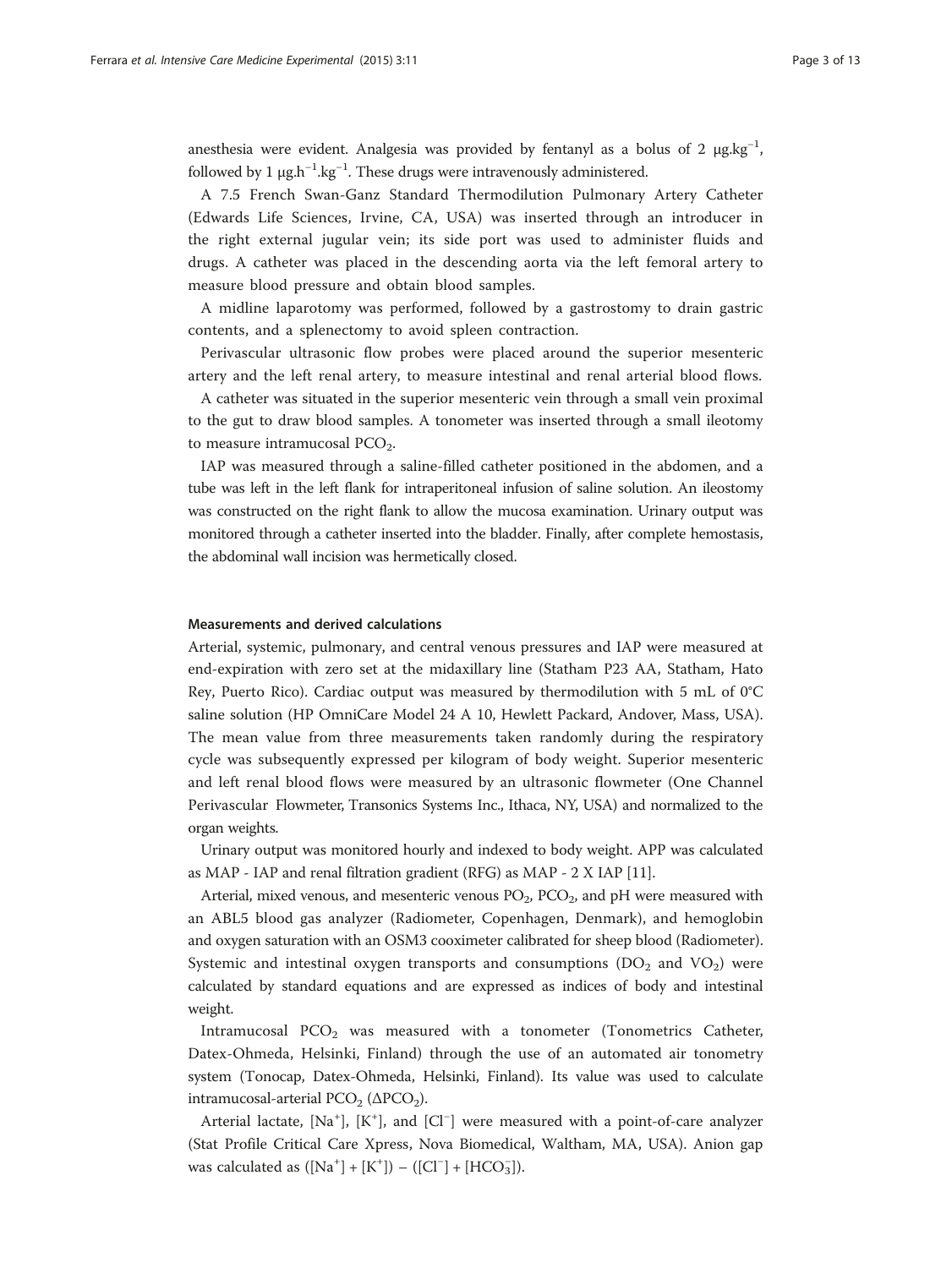anesthesia were evident. Analgesia was provided by fentanyl as a bolus of 2 $\mu g.kg^{-1}$, followed by 1 $\mu g.h^{-1}.kg^{-1}$. These drugs were intravenously administered.

A 7.5 French Swan-Ganz Standard Thermodilution Pulmonary Artery Catheter (Edwards Life Sciences, Irvine, CA, USA) was inserted through an introducer in the right external jugular vein; its side port was used to administer fluids and drugs. A catheter was placed in the descending aorta via the left femoral artery to measure blood pressure and obtain blood samples.

A midline laparotomy was performed, followed by a gastrostomy to drain gastric contents, and a splenectomy to avoid spleen contraction.

Perivascular ultrasonic flow probes were placed around the superior mesenteric artery and the left renal artery, to measure intestinal and renal arterial blood flows.

A catheter was situated in the superior mesenteric vein through a small vein proximal to the gut to draw blood samples. A tonometer was inserted through a small ileotomy to measure intramucosal $PCO_2$.

IAP was measured through a saline-filled catheter positioned in the abdomen, and a tube was left in the left flank for intraperitoneal infusion of saline solution. An ileostomy was constructed on the right flank to allow the mucosa examination. Urinary output was monitored through a catheter inserted into the bladder. Finally, after complete hemostasis, the abdominal wall incision was hermetically closed.

#### Measurements and derived calculations

Arterial, systemic, pulmonary, and central venous pressures and IAP were measured at end-expiration with zero set at the midaxillary line (Statham P23 AA, Statham, Hato Rey, Puerto Rico). Cardiac output was measured by thermodilution with 5 mL of 0°C saline solution (HP OmniCare Model 24 A 10, Hewlett Packard, Andover, Mass, USA). The mean value from three measurements taken randomly during the respiratory cycle was subsequently expressed per kilogram of body weight. Superior mesenteric and left renal blood flows were measured by an ultrasonic flowmeter (One Channel Perivascular Flowmeter, Transonics Systems Inc., Ithaca, NY, USA) and normalized to the organ weights.

Urinary output was monitored hourly and indexed to body weight. APP was calculated as MAP - IAP and renal filtration gradient (RFG) as MAP - 2 X IAP [11].

Arterial, mixed venous, and mesenteric venous $PO_2$, $PCO_2$, and pH were measured with an ABL5 blood gas analyzer (Radiometer, Copenhagen, Denmark), and hemoglobin and oxygen saturation with an OSM3 cooximeter calibrated for sheep blood (Radiometer). Systemic and intestinal oxygen transports and consumptions ($DO_2$ and $VO_2$) were calculated by standard equations and are expressed as indices of body and intestinal weight.

Intramucosal $PCO_2$ was measured with a tonometer (Tonometrics Catheter, Datex-Ohmeda, Helsinki, Finland) through the use of an automated air tonometry system (Tonocap, Datex-Ohmeda, Helsinki, Finland). Its value was used to calculate intramucosal-arterial $PCO_2$ ($\Delta PCO_2$).

Arterial lactate, $[Na^+]$, $[K^+]$, and $[Cl^-]$ were measured with a point-of-care analyzer (Stat Profile Critical Care Xpress, Nova Biomedical, Waltham, MA, USA). Anion gap was calculated as $([Na^+] + [K^+]) - ([Cl^-] + [HCO_3^-])$.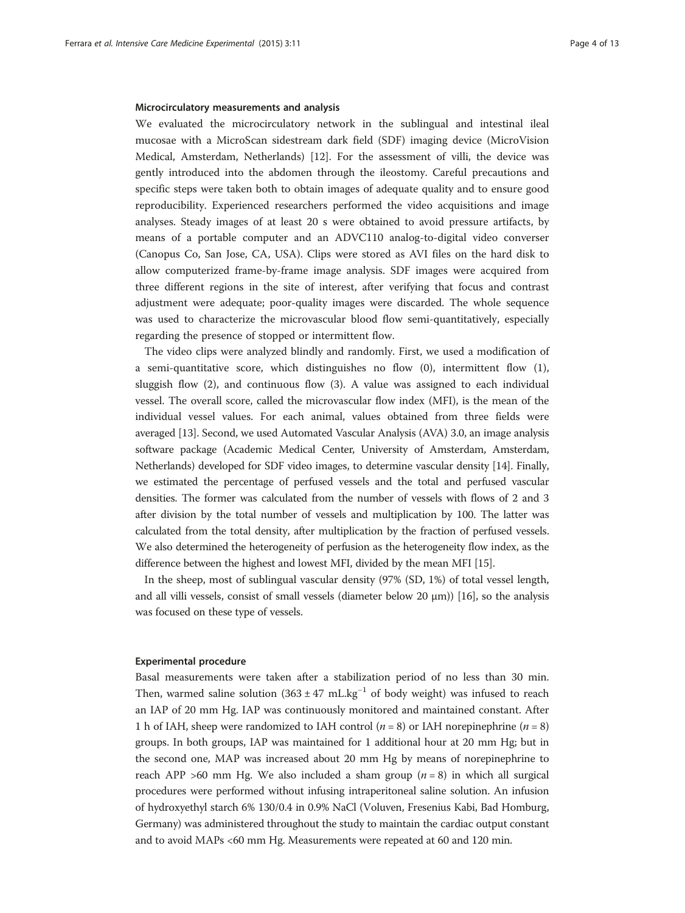### Microcirculatory measurements and analysis

We evaluated the microcirculatory network in the sublingual and intestinal ileal mucosae with a MicroScan sidestream dark field (SDF) imaging device (MicroVision Medical, Amsterdam, Netherlands) [12]. For the assessment of villi, the device was gently introduced into the abdomen through the ileostomy. Careful precautions and specific steps were taken both to obtain images of adequate quality and to ensure good reproducibility. Experienced researchers performed the video acquisitions and image analyses. Steady images of at least 20 s were obtained to avoid pressure artifacts, by means of a portable computer and an ADVC110 analog-to-digital video converser (Canopus Co, San Jose, CA, USA). Clips were stored as AVI files on the hard disk to allow computerized frame-by-frame image analysis. SDF images were acquired from three different regions in the site of interest, after verifying that focus and contrast adjustment were adequate; poor-quality images were discarded. The whole sequence was used to characterize the microvascular blood flow semi-quantitatively, especially regarding the presence of stopped or intermittent flow.

The video clips were analyzed blindly and randomly. First, we used a modification of a semi-quantitative score, which distinguishes no flow (0), intermittent flow (1), sluggish flow (2), and continuous flow (3). A value was assigned to each individual vessel. The overall score, called the microvascular flow index (MFI), is the mean of the individual vessel values. For each animal, values obtained from three fields were averaged [13]. Second, we used Automated Vascular Analysis (AVA) 3.0, an image analysis software package (Academic Medical Center, University of Amsterdam, Amsterdam, Netherlands) developed for SDF video images, to determine vascular density [14]. Finally, we estimated the percentage of perfused vessels and the total and perfused vascular densities. The former was calculated from the number of vessels with flows of 2 and 3 after division by the total number of vessels and multiplication by 100. The latter was calculated from the total density, after multiplication by the fraction of perfused vessels. We also determined the heterogeneity of perfusion as the heterogeneity flow index, as the difference between the highest and lowest MFI, divided by the mean MFI [15].

In the sheep, most of sublingual vascular density (97% (SD, 1%) of total vessel length, and all villi vessels, consist of small vessels (diameter below 20 μm)) [16], so the analysis was focused on these type of vessels.

### Experimental procedure

Basal measurements were taken after a stabilization period of no less than 30 min. Then, warmed saline solution ($363 \pm 47$ mL.kg$^{-1}$ of body weight) was infused to reach an IAP of 20 mm Hg. IAP was continuously monitored and maintained constant. After 1 h of IAH, sheep were randomized to IAH control ($n = 8$) or IAH norepinephrine ($n = 8$) groups. In both groups, IAP was maintained for 1 additional hour at 20 mm Hg; but in the second one, MAP was increased about 20 mm Hg by means of norepinephrine to reach APP >60 mm Hg. We also included a sham group ($n = 8$) in which all surgical procedures were performed without infusing intraperitoneal saline solution. An infusion of hydroxyethyl starch 6% 130/0.4 in 0.9% NaCl (Voluven, Fresenius Kabi, Bad Homburg, Germany) was administered throughout the study to maintain the cardiac output constant and to avoid MAPs <60 mm Hg. Measurements were repeated at 60 and 120 min.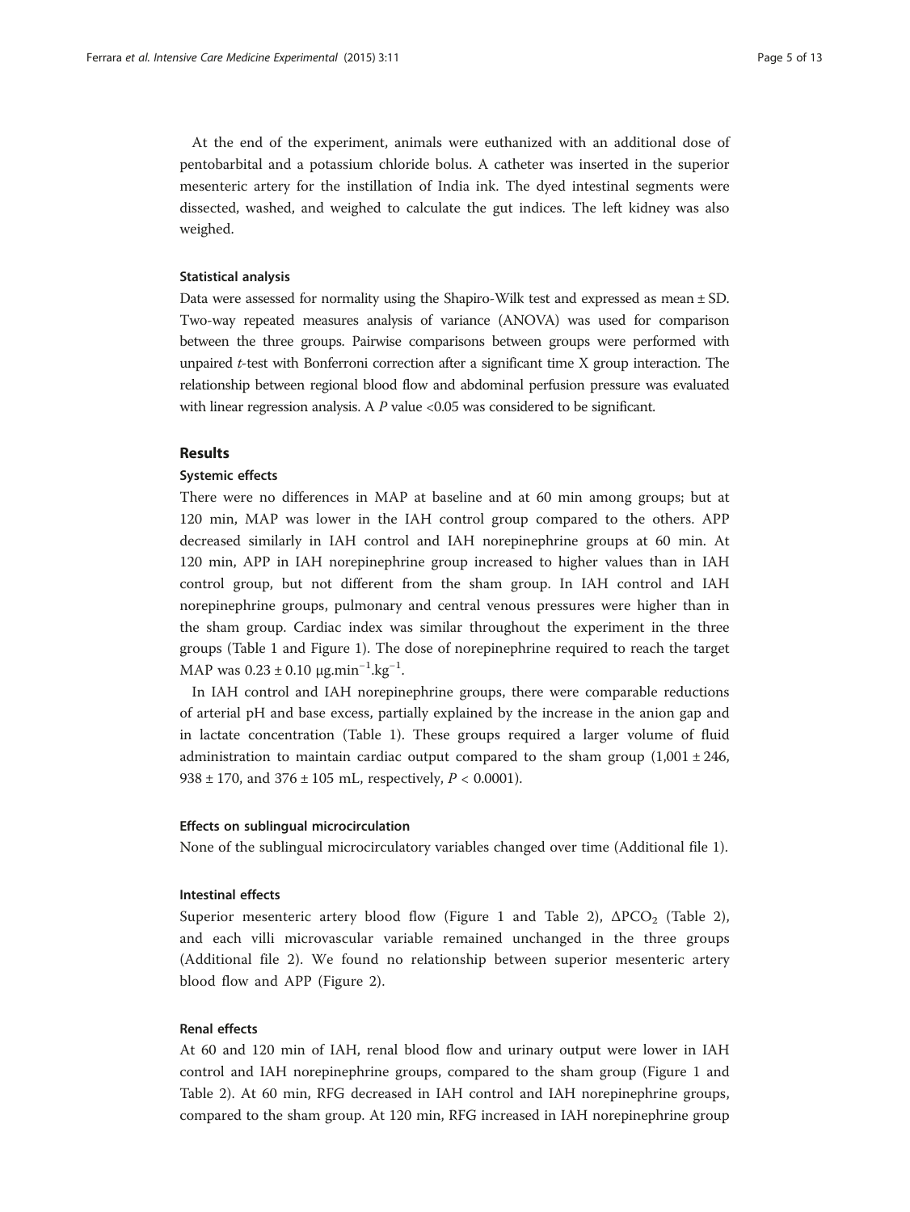At the end of the experiment, animals were euthanized with an additional dose of pentobarbital and a potassium chloride bolus. A catheter was inserted in the superior mesenteric artery for the instillation of India ink. The dyed intestinal segments were dissected, washed, and weighed to calculate the gut indices. The left kidney was also weighed.

### Statistical analysis

Data were assessed for normality using the Shapiro-Wilk test and expressed as mean ± SD. Two-way repeated measures analysis of variance (ANOVA) was used for comparison between the three groups. Pairwise comparisons between groups were performed with unpaired *t*-test with Bonferroni correction after a significant time X group interaction. The relationship between regional blood flow and abdominal perfusion pressure was evaluated with linear regression analysis. A *P* value <0.05 was considered to be significant.

## Results

### Systemic effects

There were no differences in MAP at baseline and at 60 min among groups; but at 120 min, MAP was lower in the IAH control group compared to the others. APP decreased similarly in IAH control and IAH norepinephrine groups at 60 min. At 120 min, APP in IAH norepinephrine group increased to higher values than in IAH control group, but not different from the sham group. In IAH control and IAH norepinephrine groups, pulmonary and central venous pressures were higher than in the sham group. Cardiac index was similar throughout the experiment in the three groups (Table 1 and Figure 1). The dose of norepinephrine required to reach the target MAP was $0.23 \pm 0.10$ μg.min$^{-1}$.kg$^{-1}$.

In IAH control and IAH norepinephrine groups, there were comparable reductions of arterial pH and base excess, partially explained by the increase in the anion gap and in lactate concentration (Table 1). These groups required a larger volume of fluid administration to maintain cardiac output compared to the sham group (1,001 ± 246, 938 ± 170, and 376 ± 105 mL, respectively, $P < 0.0001$).

### Effects on sublingual microcirculation

None of the sublingual microcirculatory variables changed over time (Additional file 1).

### Intestinal effects

Superior mesenteric artery blood flow (Figure 1 and Table 2), $\Delta PCO_2$ (Table 2), and each villi microvascular variable remained unchanged in the three groups (Additional file 2). We found no relationship between superior mesenteric artery blood flow and APP (Figure 2).

### Renal effects

At 60 and 120 min of IAH, renal blood flow and urinary output were lower in IAH control and IAH norepinephrine groups, compared to the sham group (Figure 1 and Table 2). At 60 min, RFG decreased in IAH control and IAH norepinephrine groups, compared to the sham group. At 120 min, RFG increased in IAH norepinephrine group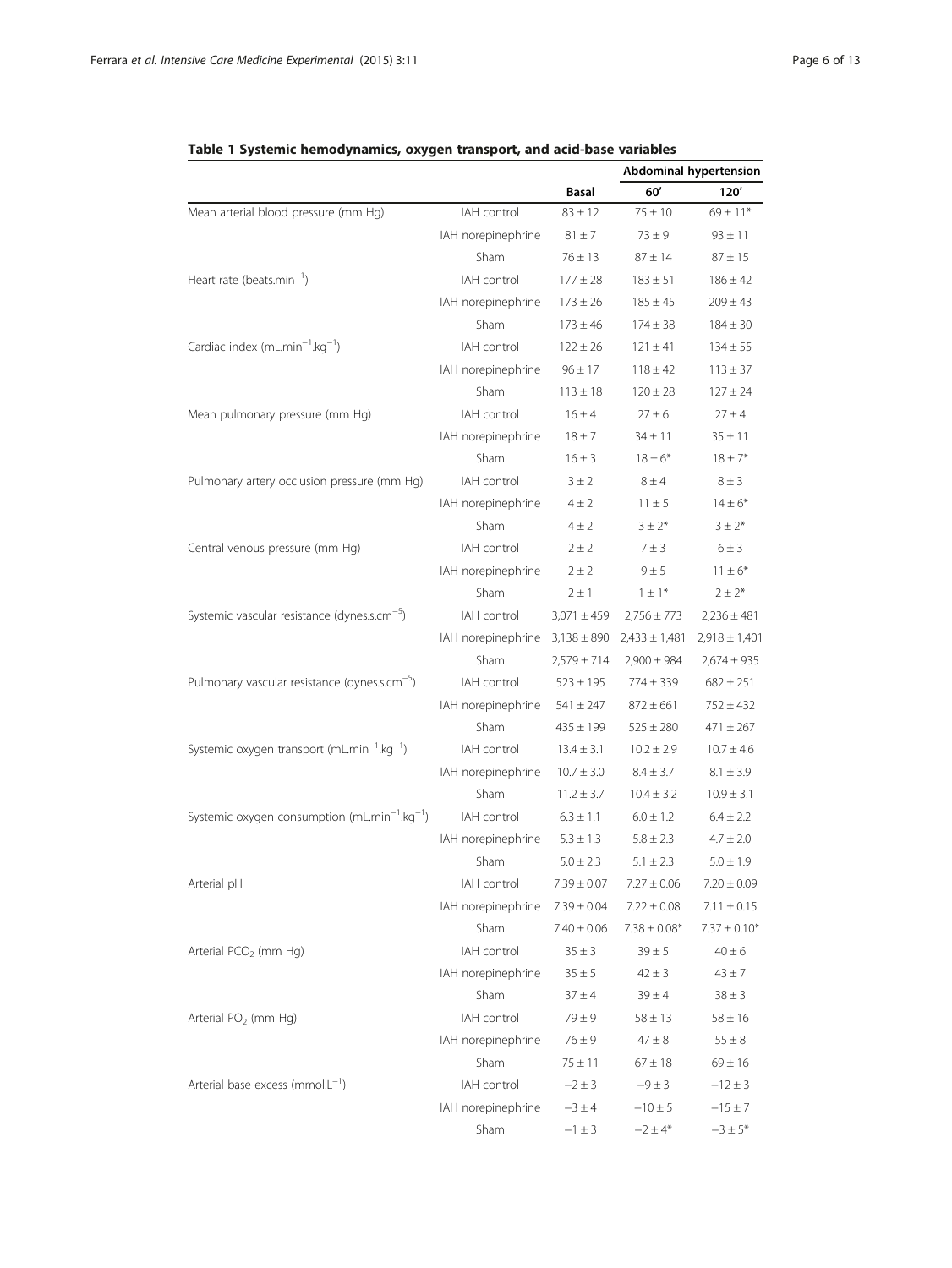**Table 1 Systemic hemodynamics, oxygen transport, and acid-base variables**

| | | Basal | Abdominal hypertension 60′ | Abdominal hypertension 120′ |
|---|---|---|---|---|
| Mean arterial blood pressure (mm Hg) | IAH control | 83 ± 12 | 75 ± 10 | 69 ± 11* |
| | IAH norepinephrine | 81 ± 7 | 73 ± 9 | 93 ± 11 |
| | Sham | 76 ± 13 | 87 ± 14 | 87 ± 15 |
| Heart rate (beats.min$^{-1}$) | IAH control | 177 ± 28 | 183 ± 51 | 186 ± 42 |
| | IAH norepinephrine | 173 ± 26 | 185 ± 45 | 209 ± 43 |
| | Sham | 173 ± 46 | 174 ± 38 | 184 ± 30 |
| Cardiac index (mL.min$^{-1}$.kg$^{-1}$) | IAH control | 122 ± 26 | 121 ± 41 | 134 ± 55 |
| | IAH norepinephrine | 96 ± 17 | 118 ± 42 | 113 ± 37 |
| | Sham | 113 ± 18 | 120 ± 28 | 127 ± 24 |
| Mean pulmonary pressure (mm Hg) | IAH control | 16 ± 4 | 27 ± 6 | 27 ± 4 |
| | IAH norepinephrine | 18 ± 7 | 34 ± 11 | 35 ± 11 |
| | Sham | 16 ± 3 | 18 ± 6* | 18 ± 7* |
| Pulmonary artery occlusion pressure (mm Hg) | IAH control | 3 ± 2 | 8 ± 4 | 8 ± 3 |
| | IAH norepinephrine | 4 ± 2 | 11 ± 5 | 14 ± 6* |
| | Sham | 4 ± 2 | 3 ± 2* | 3 ± 2* |
| Central venous pressure (mm Hg) | IAH control | 2 ± 2 | 7 ± 3 | 6 ± 3 |
| | IAH norepinephrine | 2 ± 2 | 9 ± 5 | 11 ± 6* |
| | Sham | 2 ± 1 | 1 ± 1* | 2 ± 2* |
| Systemic vascular resistance (dynes.s.cm$^{-5}$) | IAH control | 3,071 ± 459 | 2,756 ± 773 | 2,236 ± 481 |
| | IAH norepinephrine | 3,138 ± 890 | 2,433 ± 1,481 | 2,918 ± 1,401 |
| | Sham | 2,579 ± 714 | 2,900 ± 984 | 2,674 ± 935 |
| Pulmonary vascular resistance (dynes.s.cm$^{-5}$) | IAH control | 523 ± 195 | 774 ± 339 | 682 ± 251 |
| | IAH norepinephrine | 541 ± 247 | 872 ± 661 | 752 ± 432 |
| | Sham | 435 ± 199 | 525 ± 280 | 471 ± 267 |
| Systemic oxygen transport (mL.min$^{-1}$.kg$^{-1}$) | IAH control | 13.4 ± 3.1 | 10.2 ± 2.9 | 10.7 ± 4.6 |
| | IAH norepinephrine | 10.7 ± 3.0 | 8.4 ± 3.7 | 8.1 ± 3.9 |
| | Sham | 11.2 ± 3.7 | 10.4 ± 3.2 | 10.9 ± 3.1 |
| Systemic oxygen consumption (mL.min$^{-1}$.kg$^{-1}$) | IAH control | 6.3 ± 1.1 | 6.0 ± 1.2 | 6.4 ± 2.2 |
| | IAH norepinephrine | 5.3 ± 1.3 | 5.8 ± 2.3 | 4.7 ± 2.0 |
| | Sham | 5.0 ± 2.3 | 5.1 ± 2.3 | 5.0 ± 1.9 |
| Arterial pH | IAH control | 7.39 ± 0.07 | 7.27 ± 0.06 | 7.20 ± 0.09 |
| | IAH norepinephrine | 7.39 ± 0.04 | 7.22 ± 0.08 | 7.11 ± 0.15 |
| | Sham | 7.40 ± 0.06 | 7.38 ± 0.08* | 7.37 ± 0.10* |
| Arterial $PCO_2$ (mm Hg) | IAH control | 35 ± 3 | 39 ± 5 | 40 ± 6 |
| | IAH norepinephrine | 35 ± 5 | 42 ± 3 | 43 ± 7 |
| | Sham | 37 ± 4 | 39 ± 4 | 38 ± 3 |
| Arterial $PO_2$ (mm Hg) | IAH control | 79 ± 9 | 58 ± 13 | 58 ± 16 |
| | IAH norepinephrine | 76 ± 9 | 47 ± 8 | 55 ± 8 |
| | Sham | 75 ± 11 | 67 ± 18 | 69 ± 16 |
| Arterial base excess (mmol.L$^{-1}$) | IAH control | −2 ± 3 | −9 ± 3 | −12 ± 3 |
| | IAH norepinephrine | −3 ± 4 | −10 ± 5 | −15 ± 7 |
| | Sham | −1 ± 3 | −2 ± 4* | −3 ± 5* |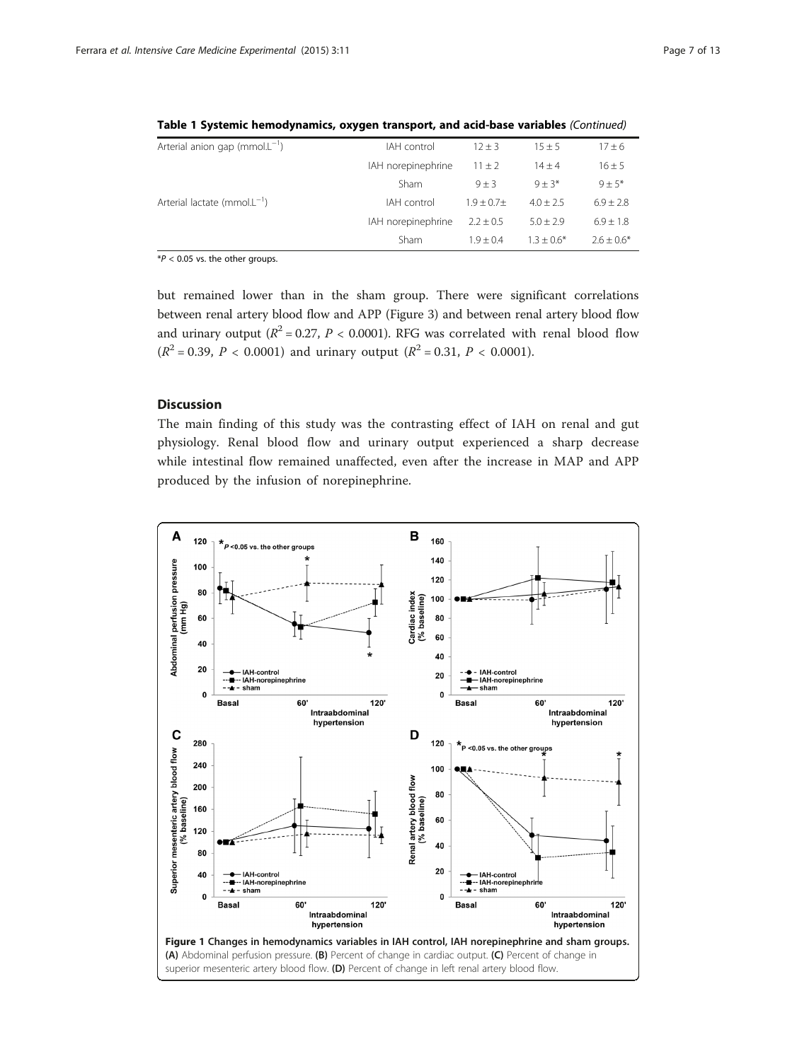**Table 1 Systemic hemodynamics, oxygen transport, and acid-base variables** *(Continued)*

| | | | | |
|---|---|---|---|---|
| Arterial anion gap (mmol.L$^{-1}$) | IAH control | 12 ± 3 | 15 ± 5 | 17 ± 6 |
| | IAH norepinephrine | 11 ± 2 | 14 ± 4 | 16 ± 5 |
| | Sham | 9 ± 3 | 9 ± 3* | 9 ± 5* |
| Arterial lactate (mmol.L$^{-1}$) | IAH control | 1.9 ± 0.7± | 4.0 ± 2.5 | 6.9 ± 2.8 |
| | IAH norepinephrine | 2.2 ± 0.5 | 5.0 ± 2.9 | 6.9 ± 1.8 |
| | Sham | 1.9 ± 0.4 | 1.3 ± 0.6* | 2.6 ± 0.6* |

*$P < 0.05$ vs. the other groups.

but remained lower than in the sham group. There were significant correlations between renal artery blood flow and APP (Figure 3) and between renal artery blood flow and urinary output ($R^2 = 0.27$, $P < 0.0001$). RFG was correlated with renal blood flow ($R^2 = 0.39$, $P < 0.0001$) and urinary output ($R^2 = 0.31$, $P < 0.0001$).

## Discussion

The main finding of this study was the contrasting effect of IAH on renal and gut physiology. Renal blood flow and urinary output experienced a sharp decrease while intestinal flow remained unaffected, even after the increase in MAP and APP produced by the infusion of norepinephrine.

**Figure 1 Changes in hemodynamics variables in IAH control, IAH norepinephrine and sham groups.** **(A)** Abdominal perfusion pressure. **(B)** Percent of change in cardiac output. **(C)** Percent of change in superior mesenteric artery blood flow. **(D)** Percent of change in left renal artery blood flow.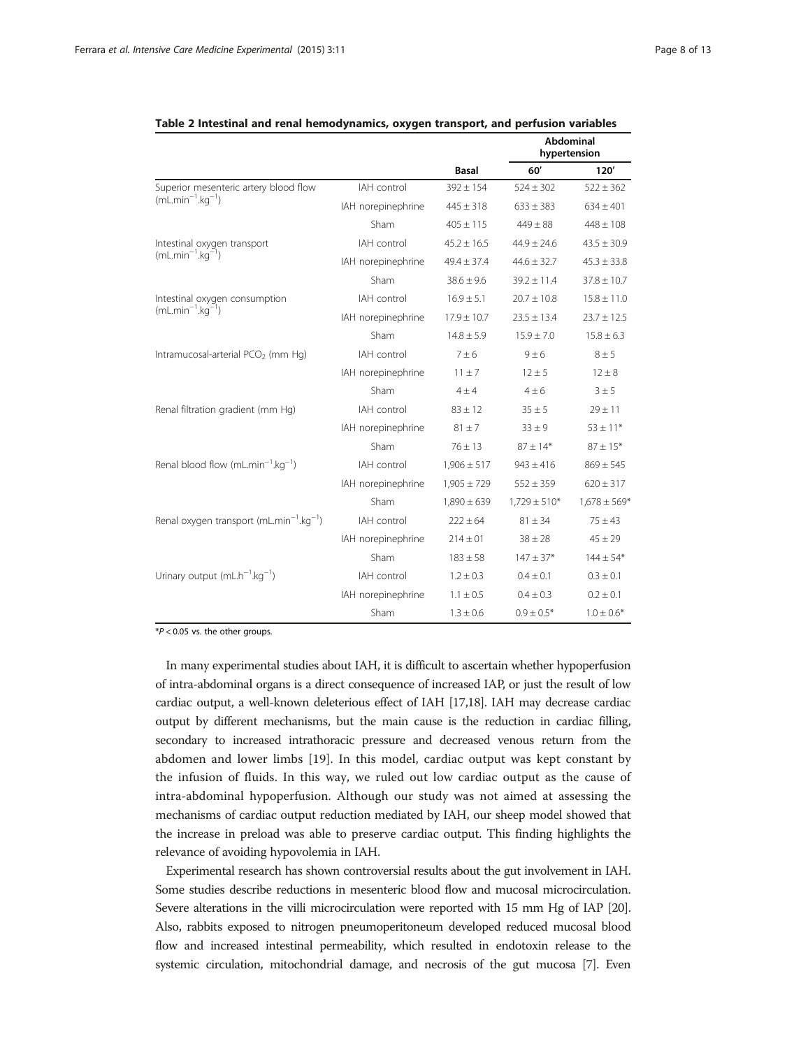**Table 2 Intestinal and renal hemodynamics, oxygen transport, and perfusion variables**

| | | | Abdominal hypertension | |
|---|---|---|---|---|
| | | Basal | 60′ | 120′ |
| Superior mesenteric artery blood flow (mL.min$^{-1}$.kg$^{-1}$) | IAH control | 392 ± 154 | 524 ± 302 | 522 ± 362 |
| | IAH norepinephrine | 445 ± 318 | 633 ± 383 | 634 ± 401 |
| | Sham | 405 ± 115 | 449 ± 88 | 448 ± 108 |
| Intestinal oxygen transport (mL.min$^{-1}$.kg$^{-1}$) | IAH control | 45.2 ± 16.5 | 44.9 ± 24.6 | 43.5 ± 30.9 |
| | IAH norepinephrine | 49.4 ± 37.4 | 44.6 ± 32.7 | 45.3 ± 33.8 |
| | Sham | 38.6 ± 9.6 | 39.2 ± 11.4 | 37.8 ± 10.7 |
| Intestinal oxygen consumption (mL.min$^{-1}$.kg$^{-1}$) | IAH control | 16.9 ± 5.1 | 20.7 ± 10.8 | 15.8 ± 11.0 |
| | IAH norepinephrine | 17.9 ± 10.7 | 23.5 ± 13.4 | 23.7 ± 12.5 |
| | Sham | 14.8 ± 5.9 | 15.9 ± 7.0 | 15.8 ± 6.3 |
| Intramucosal-arterial $PCO_2$ (mm Hg) | IAH control | 7 ± 6 | 9 ± 6 | 8 ± 5 |
| | IAH norepinephrine | 11 ± 7 | 12 ± 5 | 12 ± 8 |
| | Sham | 4 ± 4 | 4 ± 6 | 3 ± 5 |
| Renal filtration gradient (mm Hg) | IAH control | 83 ± 12 | 35 ± 5 | 29 ± 11 |
| | IAH norepinephrine | 81 ± 7 | 33 ± 9 | 53 ± 11* |
| | Sham | 76 ± 13 | 87 ± 14* | 87 ± 15* |
| Renal blood flow (mL.min$^{-1}$.kg$^{-1}$) | IAH control | 1,906 ± 517 | 943 ± 416 | 869 ± 545 |
| | IAH norepinephrine | 1,905 ± 729 | 552 ± 359 | 620 ± 317 |
| | Sham | 1,890 ± 639 | 1,729 ± 510* | 1,678 ± 569* |
| Renal oxygen transport (mL.min$^{-1}$.kg$^{-1}$) | IAH control | 222 ± 64 | 81 ± 34 | 75 ± 43 |
| | IAH norepinephrine | 214 ± 01 | 38 ± 28 | 45 ± 29 |
| | Sham | 183 ± 58 | 147 ± 37* | 144 ± 54* |
| Urinary output (mL.h$^{-1}$.kg$^{-1}$) | IAH control | 1.2 ± 0.3 | 0.4 ± 0.1 | 0.3 ± 0.1 |
| | IAH norepinephrine | 1.1 ± 0.5 | 0.4 ± 0.3 | 0.2 ± 0.1 |
| | Sham | 1.3 ± 0.6 | 0.9 ± 0.5* | 1.0 ± 0.6* |

*$P < 0.05$ vs. the other groups.

In many experimental studies about IAH, it is difficult to ascertain whether hypoperfusion of intra-abdominal organs is a direct consequence of increased IAP, or just the result of low cardiac output, a well-known deleterious effect of IAH [17,18]. IAH may decrease cardiac output by different mechanisms, but the main cause is the reduction in cardiac filling, secondary to increased intrathoracic pressure and decreased venous return from the abdomen and lower limbs [19]. In this model, cardiac output was kept constant by the infusion of fluids. In this way, we ruled out low cardiac output as the cause of intra-abdominal hypoperfusion. Although our study was not aimed at assessing the mechanisms of cardiac output reduction mediated by IAH, our sheep model showed that the increase in preload was able to preserve cardiac output. This finding highlights the relevance of avoiding hypovolemia in IAH.

Experimental research has shown controversial results about the gut involvement in IAH. Some studies describe reductions in mesenteric blood flow and mucosal microcirculation. Severe alterations in the villi microcirculation were reported with 15 mm Hg of IAP [20]. Also, rabbits exposed to nitrogen pneumoperitoneum developed reduced mucosal blood flow and increased intestinal permeability, which resulted in endotoxin release to the systemic circulation, mitochondrial damage, and necrosis of the gut mucosa [7]. Even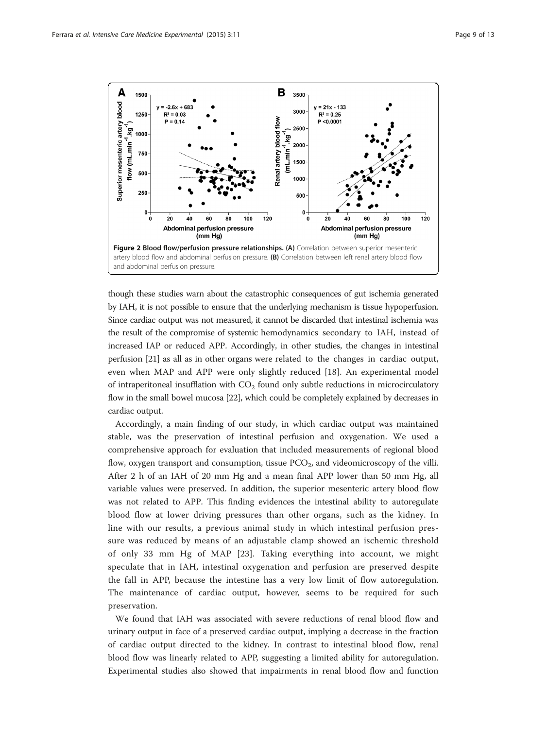**Figure 2 Blood flow/perfusion pressure relationships. (A)** Correlation between superior mesenteric artery blood flow and abdominal perfusion pressure. **(B)** Correlation between left renal artery blood flow and abdominal perfusion pressure.

though these studies warn about the catastrophic consequences of gut ischemia generated by IAH, it is not possible to ensure that the underlying mechanism is tissue hypoperfusion. Since cardiac output was not measured, it cannot be discarded that intestinal ischemia was the result of the compromise of systemic hemodynamics secondary to IAH, instead of increased IAP or reduced APP. Accordingly, in other studies, the changes in intestinal perfusion [21] as all as in other organs were related to the changes in cardiac output, even when MAP and APP were only slightly reduced [18]. An experimental model of intraperitoneal insufflation with $CO_2$ found only subtle reductions in microcirculatory flow in the small bowel mucosa [22], which could be completely explained by decreases in cardiac output.

Accordingly, a main finding of our study, in which cardiac output was maintained stable, was the preservation of intestinal perfusion and oxygenation. We used a comprehensive approach for evaluation that included measurements of regional blood flow, oxygen transport and consumption, tissue $PCO_2$, and videomicroscopy of the villi. After 2 h of an IAH of 20 mm Hg and a mean final APP lower than 50 mm Hg, all variable values were preserved. In addition, the superior mesenteric artery blood flow was not related to APP. This finding evidences the intestinal ability to autoregulate blood flow at lower driving pressures than other organs, such as the kidney. In line with our results, a previous animal study in which intestinal perfusion pressure was reduced by means of an adjustable clamp showed an ischemic threshold of only 33 mm Hg of MAP [23]. Taking everything into account, we might speculate that in IAH, intestinal oxygenation and perfusion are preserved despite the fall in APP, because the intestine has a very low limit of flow autoregulation. The maintenance of cardiac output, however, seems to be required for such preservation.

We found that IAH was associated with severe reductions of renal blood flow and urinary output in face of a preserved cardiac output, implying a decrease in the fraction of cardiac output directed to the kidney. In contrast to intestinal blood flow, renal blood flow was linearly related to APP, suggesting a limited ability for autoregulation. Experimental studies also showed that impairments in renal blood flow and function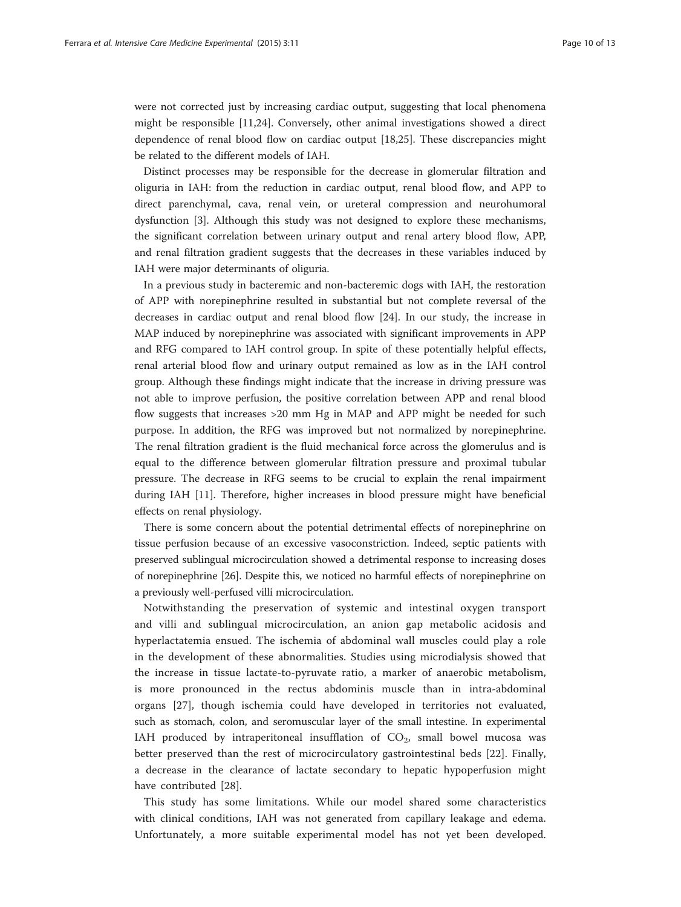were not corrected just by increasing cardiac output, suggesting that local phenomena might be responsible [11,24]. Conversely, other animal investigations showed a direct dependence of renal blood flow on cardiac output [18,25]. These discrepancies might be related to the different models of IAH.

Distinct processes may be responsible for the decrease in glomerular filtration and oliguria in IAH: from the reduction in cardiac output, renal blood flow, and APP to direct parenchymal, cava, renal vein, or ureteral compression and neurohumoral dysfunction [3]. Although this study was not designed to explore these mechanisms, the significant correlation between urinary output and renal artery blood flow, APP, and renal filtration gradient suggests that the decreases in these variables induced by IAH were major determinants of oliguria.

In a previous study in bacteremic and non-bacteremic dogs with IAH, the restoration of APP with norepinephrine resulted in substantial but not complete reversal of the decreases in cardiac output and renal blood flow [24]. In our study, the increase in MAP induced by norepinephrine was associated with significant improvements in APP and RFG compared to IAH control group. In spite of these potentially helpful effects, renal arterial blood flow and urinary output remained as low as in the IAH control group. Although these findings might indicate that the increase in driving pressure was not able to improve perfusion, the positive correlation between APP and renal blood flow suggests that increases >20 mm Hg in MAP and APP might be needed for such purpose. In addition, the RFG was improved but not normalized by norepinephrine. The renal filtration gradient is the fluid mechanical force across the glomerulus and is equal to the difference between glomerular filtration pressure and proximal tubular pressure. The decrease in RFG seems to be crucial to explain the renal impairment during IAH [11]. Therefore, higher increases in blood pressure might have beneficial effects on renal physiology.

There is some concern about the potential detrimental effects of norepinephrine on tissue perfusion because of an excessive vasoconstriction. Indeed, septic patients with preserved sublingual microcirculation showed a detrimental response to increasing doses of norepinephrine [26]. Despite this, we noticed no harmful effects of norepinephrine on a previously well-perfused villi microcirculation.

Notwithstanding the preservation of systemic and intestinal oxygen transport and villi and sublingual microcirculation, an anion gap metabolic acidosis and hyperlactatemia ensued. The ischemia of abdominal wall muscles could play a role in the development of these abnormalities. Studies using microdialysis showed that the increase in tissue lactate-to-pyruvate ratio, a marker of anaerobic metabolism, is more pronounced in the rectus abdominis muscle than in intra-abdominal organs [27], though ischemia could have developed in territories not evaluated, such as stomach, colon, and seromuscular layer of the small intestine. In experimental IAH produced by intraperitoneal insufflation of $CO_2$, small bowel mucosa was better preserved than the rest of microcirculatory gastrointestinal beds [22]. Finally, a decrease in the clearance of lactate secondary to hepatic hypoperfusion might have contributed [28].

This study has some limitations. While our model shared some characteristics with clinical conditions, IAH was not generated from capillary leakage and edema. Unfortunately, a more suitable experimental model has not yet been developed.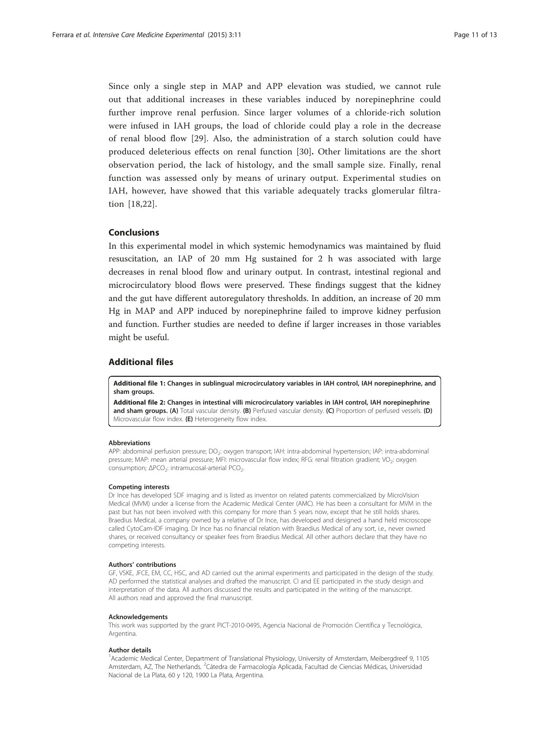Since only a single step in MAP and APP elevation was studied, we cannot rule out that additional increases in these variables induced by norepinephrine could further improve renal perfusion. Since larger volumes of a chloride-rich solution were infused in IAH groups, the load of chloride could play a role in the decrease of renal blood flow [29]. Also, the administration of a starch solution could have produced deleterious effects on renal function [30]**.** Other limitations are the short observation period, the lack of histology, and the small sample size. Finally, renal function was assessed only by means of urinary output. Experimental studies on IAH, however, have showed that this variable adequately tracks glomerular filtration [18,22].

## Conclusions

In this experimental model in which systemic hemodynamics was maintained by fluid resuscitation, an IAP of 20 mm Hg sustained for 2 h was associated with large decreases in renal blood flow and urinary output. In contrast, intestinal regional and microcirculatory blood flows were preserved. These findings suggest that the kidney and the gut have different autoregulatory thresholds. In addition, an increase of 20 mm Hg in MAP and APP induced by norepinephrine failed to improve kidney perfusion and function. Further studies are needed to define if larger increases in those variables might be useful.

## Additional files

**Additional file 1: Changes in sublingual microcirculatory variables in IAH control, IAH norepinephrine, and sham groups.**

**Additional file 2: Changes in intestinal villi microcirculatory variables in IAH control, IAH norepinephrine and sham groups. (A)** Total vascular density. **(B)** Perfused vascular density. **(C)** Proportion of perfused vessels. **(D)** Microvascular flow index. **(E)** Heterogeneity flow index.

#### Abbreviations

APP: abdominal perfusion pressure; $DO_2$: oxygen transport; IAH: intra-abdominal hypertension; IAP: intra-abdominal pressure; MAP: mean arterial pressure; MFI: microvascular flow index; RFG: renal filtration gradient; $VO_2$: oxygen consumption; $\Delta PCO_2$: intramucosal-arterial $PCO_2$.

#### Competing interests

Dr Ince has developed SDF imaging and is listed as inventor on related patents commercialized by MicroVision Medical (MVM) under a license from the Academic Medical Center (AMC). He has been a consultant for MVM in the past but has not been involved with this company for more than 5 years now, except that he still holds shares. Braedius Medical, a company owned by a relative of Dr Ince, has developed and designed a hand held microscope called CytoCam-IDF imaging. Dr Ince has no financial relation with Braedius Medical of any sort, i.e., never owned shares, or received consultancy or speaker fees from Braedius Medical. All other authors declare that they have no competing interests.

#### Authors' contributions

GF, VSKE, JFCE, EM, CC, HSC, and AD carried out the animal experiments and participated in the design of the study. AD performed the statistical analyses and drafted the manuscript. CI and EE participated in the study design and interpretation of the data. All authors discussed the results and participated in the writing of the manuscript. All authors read and approved the final manuscript.

#### Acknowledgements

This work was supported by the grant PICT-2010-0495, Agencia Nacional de Promoción Científica y Tecnológica, Argentina.

#### Author details

[1]Academic Medical Center, Department of Translational Physiology, University of Amsterdam, Meibergdreef 9, 1105 Amsterdam, AZ, The Netherlands. [2]Cátedra de Farmacología Aplicada, Facultad de Ciencias Médicas, Universidad Nacional de La Plata, 60 y 120, 1900 La Plata, Argentina.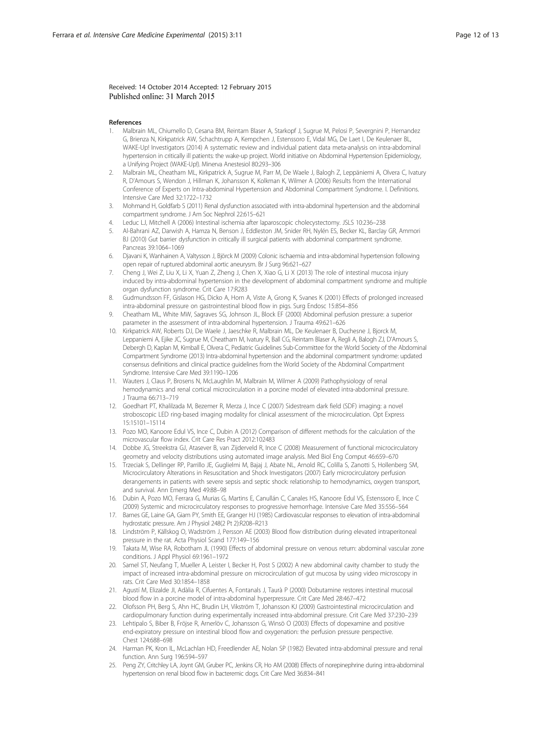Received: 14 October 2014 Accepted: 12 February 2015
Published online: 31 March 2015

## References

1. Malbrain ML, Chiumello D, Cesana BM, Reintam Blaser A, Starkopf J, Sugrue M, Pelosi P, Severgnini P, Hernandez G, Brienza N, Kirkpatrick AW, Schachtrupp A, Kempchen J, Estenssoro E, Vidal MG, De Laet I, De Keulenaer BL, WAKE-Up! Investigators (2014) A systematic review and individual patient data meta-analysis on intra-abdominal hypertension in critically ill patients: the wake-up project. World initiative on Abdominal Hypertension Epidemiology, a Unifying Project (WAKE-Up!). Minerva Anestesiol 80:293–306
2. Malbrain ML, Cheatham ML, Kirkpatrick A, Sugrue M, Parr M, De Waele J, Balogh Z, Leppäniemi A, Olvera C, Ivatury R, D'Amours S, Wendon J, Hillman K, Johansson K, Kolkman K, Wilmer A (2006) Results from the International Conference of Experts on Intra-abdominal Hypertension and Abdominal Compartment Syndrome. I. Definitions. Intensive Care Med 32:1722–1732
3. Mohmand H, Goldfarb S (2011) Renal dysfunction associated with intra-abdominal hypertension and the abdominal compartment syndrome. J Am Soc Nephrol 22:615–621
4. Leduc LJ, Mitchell A (2006) Intestinal ischemia after laparoscopic cholecystectomy. JSLS 10:236–238
5. Al-Bahrani AZ, Darwish A, Hamza N, Benson J, Eddleston JM, Snider RH, Nylén ES, Becker KL, Barclay GR, Ammori BJ (2010) Gut barrier dysfunction in critically ill surgical patients with abdominal compartment syndrome. Pancreas 39:1064–1069
6. Djavani K, Wanhainen A, Valtysson J, Björck M (2009) Colonic ischaemia and intra-abdominal hypertension following open repair of ruptured abdominal aortic aneurysm. Br J Surg 96:621–627
7. Cheng J, Wei Z, Liu X, Li X, Yuan Z, Zheng J, Chen X, Xiao G, Li X (2013) The role of intestinal mucosa injury induced by intra-abdominal hypertension in the development of abdominal compartment syndrome and multiple organ dysfunction syndrome. Crit Care 17:R283
8. Gudmundsson FF, Gislason HG, Dicko A, Horn A, Viste A, Grong K, Svanes K (2001) Effects of prolonged increased intra-abdominal pressure on gastrointestinal blood flow in pigs. Surg Endosc 15:854–856
9. Cheatham ML, White MW, Sagraves SG, Johnson JL, Block EF (2000) Abdominal perfusion pressure: a superior parameter in the assessment of intra-abdominal hypertension. J Trauma 49:621–626
10. Kirkpatrick AW, Roberts DJ, De Waele J, Jaeschke R, Malbrain ML, De Keulenaer B, Duchesne J, Bjorck M, Leppaniemi A, Ejike JC, Sugrue M, Cheatham M, Ivatury R, Ball CG, Reintam Blaser A, Regli A, Balogh ZJ, D'Amours S, Debergh D, Kaplan M, Kimball E, Olvera C, Pediatric Guidelines Sub-Committee for the World Society of the Abdominal Compartment Syndrome (2013) Intra-abdominal hypertension and the abdominal compartment syndrome: updated consensus definitions and clinical practice guidelines from the World Society of the Abdominal Compartment Syndrome. Intensive Care Med 39:1190–1206
11. Wauters J, Claus P, Brosens N, McLaughlin M, Malbrain M, Wilmer A (2009) Pathophysiology of renal hemodynamics and renal cortical microcirculation in a porcine model of elevated intra-abdominal pressure. J Trauma 66:713–719
12. Goedhart PT, Khalilzada M, Bezemer R, Merza J, Ince C (2007) Sidestream dark field (SDF) imaging: a novel stroboscopic LED ring-based imaging modality for clinical assessment of the microcirculation. Opt Express 15:15101–15114
13. Pozo MO, Kanoore Edul VS, Ince C, Dubin A (2012) Comparison of different methods for the calculation of the microvascular flow index. Crit Care Res Pract 2012:102483
14. Dobbe JG, Streekstra GJ, Atasever B, van Zijderveld R, Ince C (2008) Measurement of functional microcirculatory geometry and velocity distributions using automated image analysis. Med Biol Eng Comput 46:659–670
15. Trzeciak S, Dellinger RP, Parrillo JE, Guglielmi M, Bajaj J, Abate NL, Arnold RC, Colilla S, Zanotti S, Hollenberg SM, Microcirculatory Alterations in Resuscitation and Shock Investigators (2007) Early microcirculatory perfusion derangements in patients with severe sepsis and septic shock: relationship to hemodynamics, oxygen transport, and survival. Ann Emerg Med 49:88–98
16. Dubin A, Pozo MO, Ferrara G, Murias G, Martins E, Canullán C, Canales HS, Kanoore Edul VS, Estenssoro E, Ince C (2009) Systemic and microcirculatory responses to progressive hemorrhage. Intensive Care Med 35:556–564
17. Barnes GE, Laine GA, Giam PY, Smith EE, Granger HJ (1985) Cardiovascular responses to elevation of intra-abdominal hydrostatic pressure. Am J Physiol 248(2 Pt 2):R208–R213
18. Lindström P, Källskog O, Wadström J, Persson AE (2003) Blood flow distribution during elevated intraperitoneal pressure in the rat. Acta Physiol Scand 177:149–156
19. Takata M, Wise RA, Robotham JL (1990) Effects of abdominal pressure on venous return: abdominal vascular zone conditions. J Appl Physiol 69:1961–1972
20. Samel ST, Neufang T, Mueller A, Leister I, Becker H, Post S (2002) A new abdominal cavity chamber to study the impact of increased intra-abdominal pressure on microcirculation of gut mucosa by using video microscopy in rats. Crit Care Med 30:1854–1858
21. Agustí M, Elizalde JI, Adàlia R, Cifuentes A, Fontanals J, Taurà P (2000) Dobutamine restores intestinal mucosal blood flow in a porcine model of intra-abdominal hyperpressure. Crit Care Med 28:467–472
22. Olofsson PH, Berg S, Ahn HC, Brudin LH, Vikström T, Johansson KJ (2009) Gastrointestinal microcirculation and cardiopulmonary function during experimentally increased intra-abdominal pressure. Crit Care Med 37:230–239
23. Lehtipalo S, Biber B, Fröjse R, Arnerlöv C, Johansson G, Winsö O (2003) Effects of dopexamine and positive end-expiratory pressure on intestinal blood flow and oxygenation: the perfusion pressure perspective. Chest 124:688–698
24. Harman PK, Kron IL, McLachlan HD, Freedlender AE, Nolan SP (1982) Elevated intra-abdominal pressure and renal function. Ann Surg 196:594–597
25. Peng ZY, Critchley LA, Joynt GM, Gruber PC, Jenkins CR, Ho AM (2008) Effects of norepinephrine during intra-abdominal hypertension on renal blood flow in bacteremic dogs. Crit Care Med 36:834–841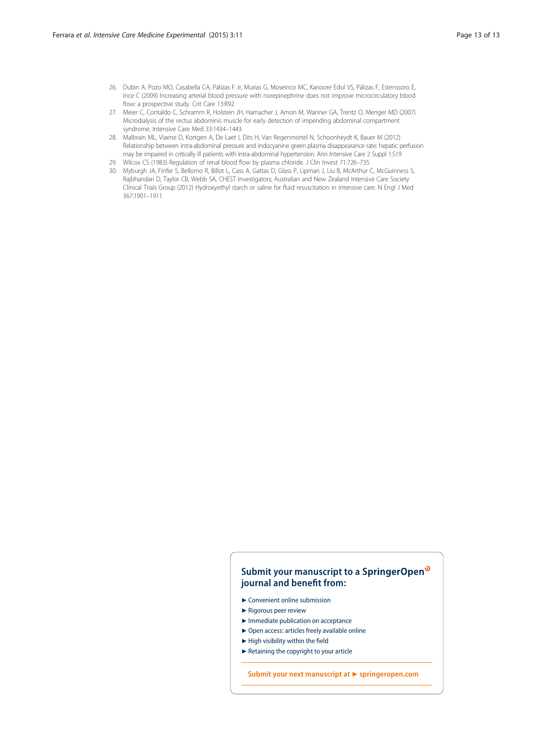26. Dubin A, Pozo MO, Casabella CA, Pálizas F Jr, Murias G, Moseinco MC, Kanoore Edul VS, Pálizas F, Estenssoro E, Ince C (2009) Increasing arterial blood pressure with norepinephrine does not improve microcirculatory blood flow: a prospective study. Crit Care 13:R92
27. Meier C, Contaldo C, Schramm R, Holstein JH, Hamacher J, Amon M, Wanner GA, Trentz O, Menger MD (2007) Microdialysis of the rectus abdominis muscle for early detection of impending abdominal compartment syndrome. Intensive Care Med 33:1434–1443
28. Malbrain ML, Viaene D, Kortgen A, De Laet I, Dits H, Van Regenmortel N, Schoonheydt K, Bauer M (2012) Relationship between intra-abdominal pressure and indocyanine green plasma disappearance rate: hepatic perfusion may be impaired in critically ill patients with intra-abdominal hypertension. Ann Intensive Care 2 Suppl 1:S19
29. Wilcox CS (1983) Regulation of renal blood flow by plasma chloride. J Clin Invest 71:726–735
30. Myburgh JA, Finfer S, Bellomo R, Billot L, Cass A, Gattas D, Glass P, Lipman J, Liu B, McArthur C, McGuinness S, Rajbhandari D, Taylor CB, Webb SA, CHEST Investigators; Australian and New Zealand Intensive Care Society Clinical Trials Group (2012) Hydroxyethyl starch or saline for fluid resuscitation in intensive care. N Engl J Med 367:1901–1911

**Submit your manuscript to a SpringerOpen journal and benefit from:**

- ► Convenient online submission
- ► Rigorous peer review
- ► Immediate publication on acceptance
- ► Open access: articles freely available online
- ► High visibility within the field
- ► Retaining the copyright to your article

**Submit your next manuscript at ► springeropen.com**